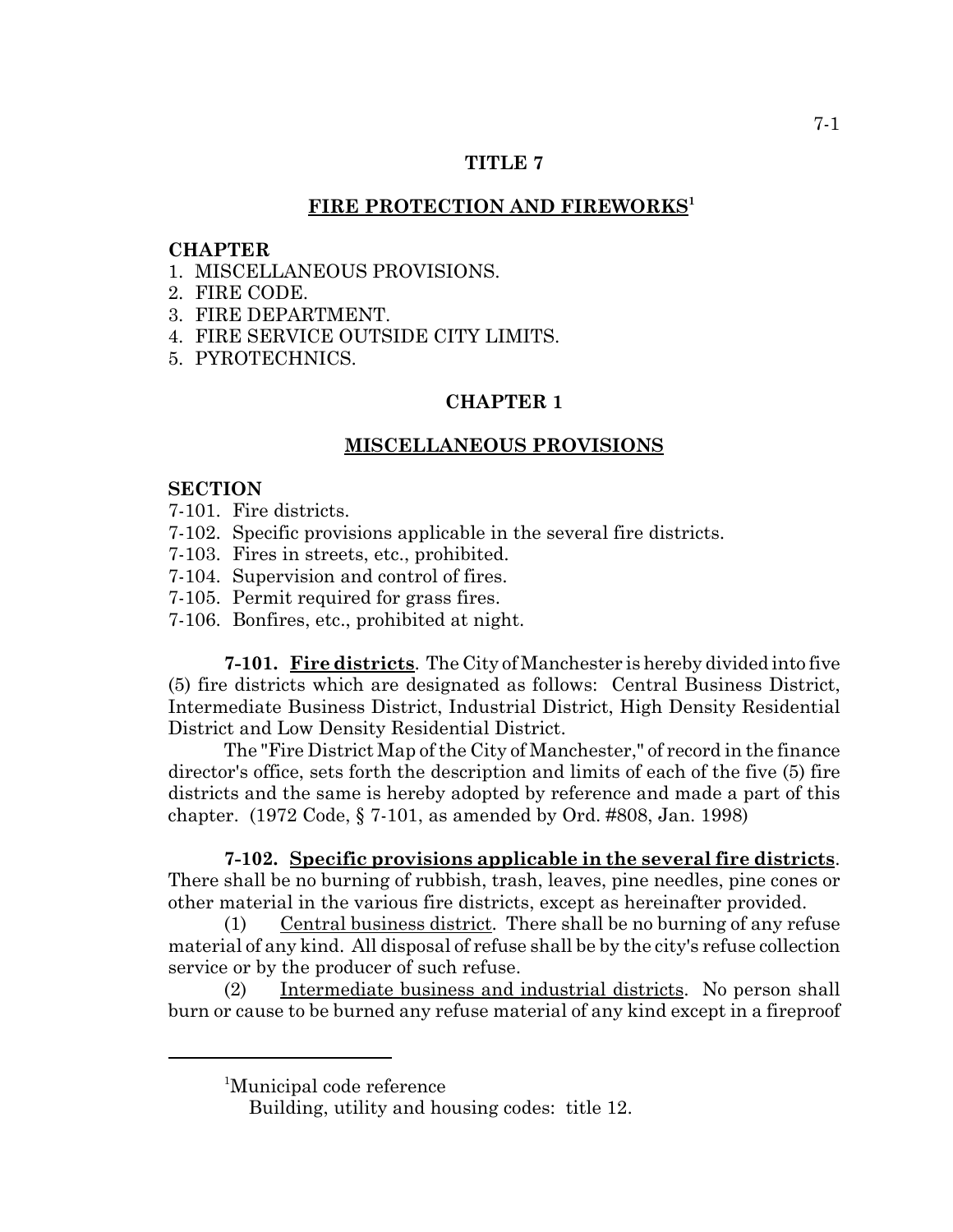# TITLE 7

## FIRE PROTECTION AND FIREWORKS[1]

**CHAPTER**

1. MISCELLANEOUS PROVISIONS.
2. FIRE CODE.
3. FIRE DEPARTMENT.
4. FIRE SERVICE OUTSIDE CITY LIMITS.
5. PYROTECHNICS.

## CHAPTER 1

## MISCELLANEOUS PROVISIONS

**SECTION**

7-101. Fire districts.
7-102. Specific provisions applicable in the several fire districts.
7-103. Fires in streets, etc., prohibited.
7-104. Supervision and control of fires.
7-105. Permit required for grass fires.
7-106. Bonfires, etc., prohibited at night.

**7-101. Fire districts**. The City of Manchester is hereby divided into five (5) fire districts which are designated as follows: Central Business District, Intermediate Business District, Industrial District, High Density Residential District and Low Density Residential District.

The "Fire District Map of the City of Manchester," of record in the finance director's office, sets forth the description and limits of each of the five (5) fire districts and the same is hereby adopted by reference and made a part of this chapter. (1972 Code, § 7-101, as amended by Ord. #808, Jan. 1998)

**7-102. Specific provisions applicable in the several fire districts**. There shall be no burning of rubbish, trash, leaves, pine needles, pine cones or other material in the various fire districts, except as hereinafter provided.

(1) Central business district. There shall be no burning of any refuse material of any kind. All disposal of refuse shall be by the city's refuse collection service or by the producer of such refuse.

(2) Intermediate business and industrial districts. No person shall burn or cause to be burned any refuse material of any kind except in a fireproof

---

[1]Municipal code reference

Building, utility and housing codes: title 12.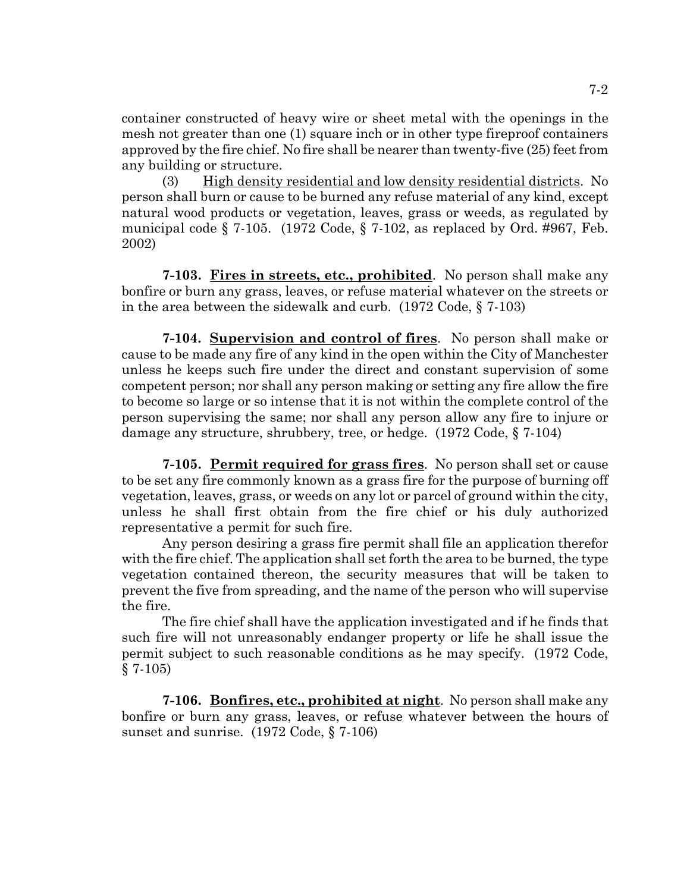container constructed of heavy wire or sheet metal with the openings in the mesh not greater than one (1) square inch or in other type fireproof containers approved by the fire chief. No fire shall be nearer than twenty-five (25) feet from any building or structure.

(3) High density residential and low density residential districts. No person shall burn or cause to be burned any refuse material of any kind, except natural wood products or vegetation, leaves, grass or weeds, as regulated by municipal code § 7-105. (1972 Code, § 7-102, as replaced by Ord. #967, Feb. 2002)

**7-103. Fires in streets, etc., prohibited**. No person shall make any bonfire or burn any grass, leaves, or refuse material whatever on the streets or in the area between the sidewalk and curb. (1972 Code, § 7-103)

**7-104. Supervision and control of fires**. No person shall make or cause to be made any fire of any kind in the open within the City of Manchester unless he keeps such fire under the direct and constant supervision of some competent person; nor shall any person making or setting any fire allow the fire to become so large or so intense that it is not within the complete control of the person supervising the same; nor shall any person allow any fire to injure or damage any structure, shrubbery, tree, or hedge. (1972 Code, § 7-104)

**7-105. Permit required for grass fires**. No person shall set or cause to be set any fire commonly known as a grass fire for the purpose of burning off vegetation, leaves, grass, or weeds on any lot or parcel of ground within the city, unless he shall first obtain from the fire chief or his duly authorized representative a permit for such fire.

Any person desiring a grass fire permit shall file an application therefor with the fire chief. The application shall set forth the area to be burned, the type vegetation contained thereon, the security measures that will be taken to prevent the five from spreading, and the name of the person who will supervise the fire.

The fire chief shall have the application investigated and if he finds that such fire will not unreasonably endanger property or life he shall issue the permit subject to such reasonable conditions as he may specify. (1972 Code, § 7-105)

**7-106. Bonfires, etc., prohibited at night**. No person shall make any bonfire or burn any grass, leaves, or refuse whatever between the hours of sunset and sunrise. (1972 Code, § 7-106)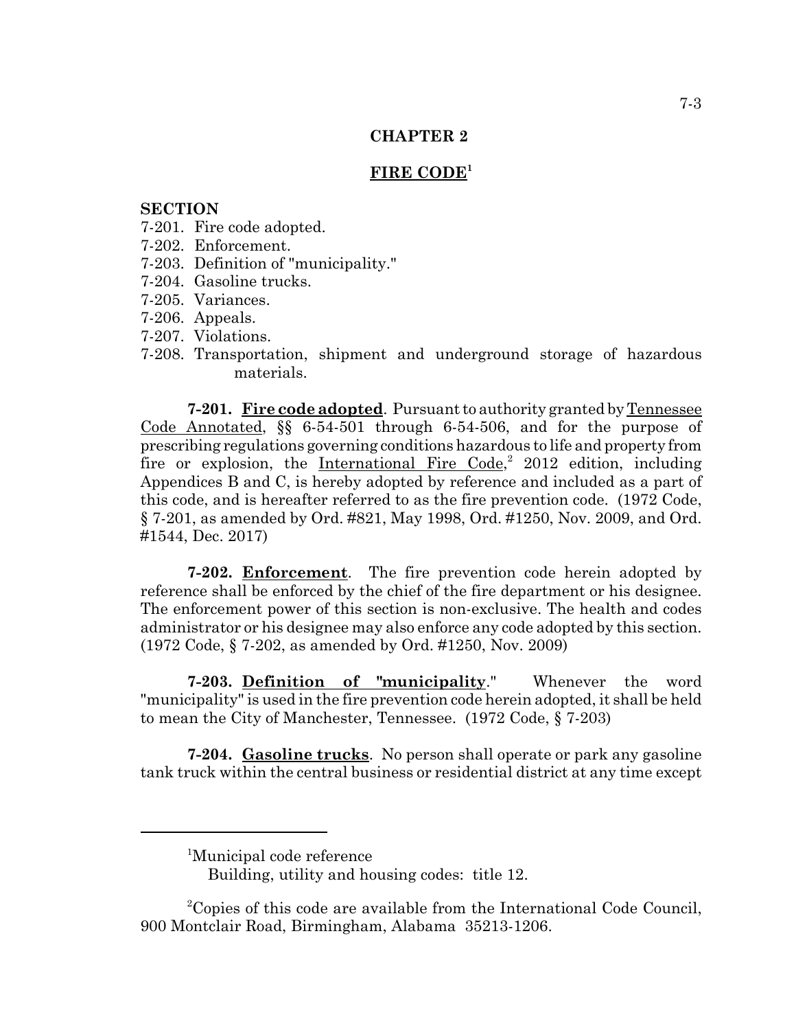# CHAPTER 2

## FIRE CODE[1]

**SECTION**

7-201. Fire code adopted.
7-202. Enforcement.
7-203. Definition of "municipality."
7-204. Gasoline trucks.
7-205. Variances.
7-206. Appeals.
7-207. Violations.
7-208. Transportation, shipment and underground storage of hazardous materials.

**7-201. Fire code adopted**. Pursuant to authority granted by Tennessee Code Annotated, §§ 6-54-501 through 6-54-506, and for the purpose of prescribing regulations governing conditions hazardous to life and property from fire or explosion, the International Fire Code,[2] 2012 edition, including Appendices B and C, is hereby adopted by reference and included as a part of this code, and is hereafter referred to as the fire prevention code. (1972 Code, § 7-201, as amended by Ord. #821, May 1998, Ord. #1250, Nov. 2009, and Ord. #1544, Dec. 2017)

**7-202. Enforcement**. The fire prevention code herein adopted by reference shall be enforced by the chief of the fire department or his designee. The enforcement power of this section is non-exclusive. The health and codes administrator or his designee may also enforce any code adopted by this section. (1972 Code, § 7-202, as amended by Ord. #1250, Nov. 2009)

**7-203. Definition of "municipality."** Whenever the word "municipality" is used in the fire prevention code herein adopted, it shall be held to mean the City of Manchester, Tennessee. (1972 Code, § 7-203)

**7-204. Gasoline trucks**. No person shall operate or park any gasoline tank truck within the central business or residential district at any time except

---

[1] Municipal code reference
Building, utility and housing codes: title 12.

[2] Copies of this code are available from the International Code Council, 900 Montclair Road, Birmingham, Alabama 35213-1206.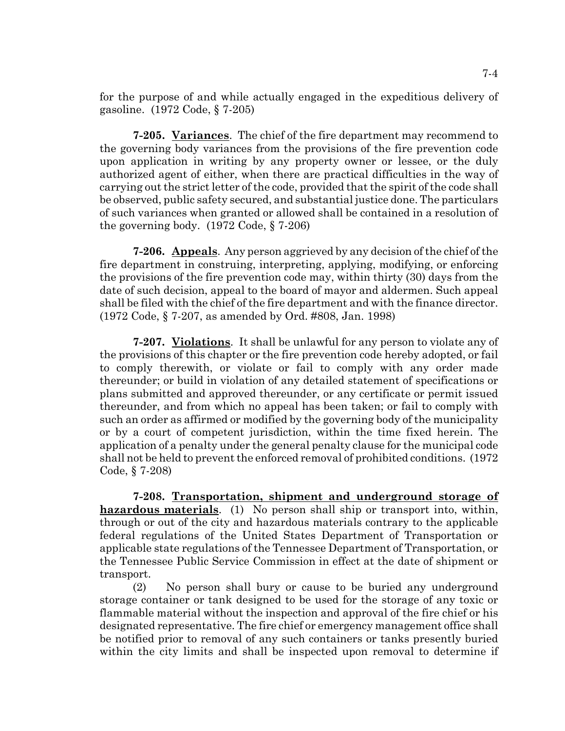for the purpose of and while actually engaged in the expeditious delivery of gasoline. (1972 Code, § 7-205)

**7-205. Variances**. The chief of the fire department may recommend to the governing body variances from the provisions of the fire prevention code upon application in writing by any property owner or lessee, or the duly authorized agent of either, when there are practical difficulties in the way of carrying out the strict letter of the code, provided that the spirit of the code shall be observed, public safety secured, and substantial justice done. The particulars of such variances when granted or allowed shall be contained in a resolution of the governing body. (1972 Code, § 7-206)

**7-206. Appeals**. Any person aggrieved by any decision of the chief of the fire department in construing, interpreting, applying, modifying, or enforcing the provisions of the fire prevention code may, within thirty (30) days from the date of such decision, appeal to the board of mayor and aldermen. Such appeal shall be filed with the chief of the fire department and with the finance director. (1972 Code, § 7-207, as amended by Ord. #808, Jan. 1998)

**7-207. Violations**. It shall be unlawful for any person to violate any of the provisions of this chapter or the fire prevention code hereby adopted, or fail to comply therewith, or violate or fail to comply with any order made thereunder; or build in violation of any detailed statement of specifications or plans submitted and approved thereunder, or any certificate or permit issued thereunder, and from which no appeal has been taken; or fail to comply with such an order as affirmed or modified by the governing body of the municipality or by a court of competent jurisdiction, within the time fixed herein. The application of a penalty under the general penalty clause for the municipal code shall not be held to prevent the enforced removal of prohibited conditions. (1972 Code, § 7-208)

**7-208. Transportation, shipment and underground storage of hazardous materials**. (1) No person shall ship or transport into, within, through or out of the city and hazardous materials contrary to the applicable federal regulations of the United States Department of Transportation or applicable state regulations of the Tennessee Department of Transportation, or the Tennessee Public Service Commission in effect at the date of shipment or transport.

(2) No person shall bury or cause to be buried any underground storage container or tank designed to be used for the storage of any toxic or flammable material without the inspection and approval of the fire chief or his designated representative. The fire chief or emergency management office shall be notified prior to removal of any such containers or tanks presently buried within the city limits and shall be inspected upon removal to determine if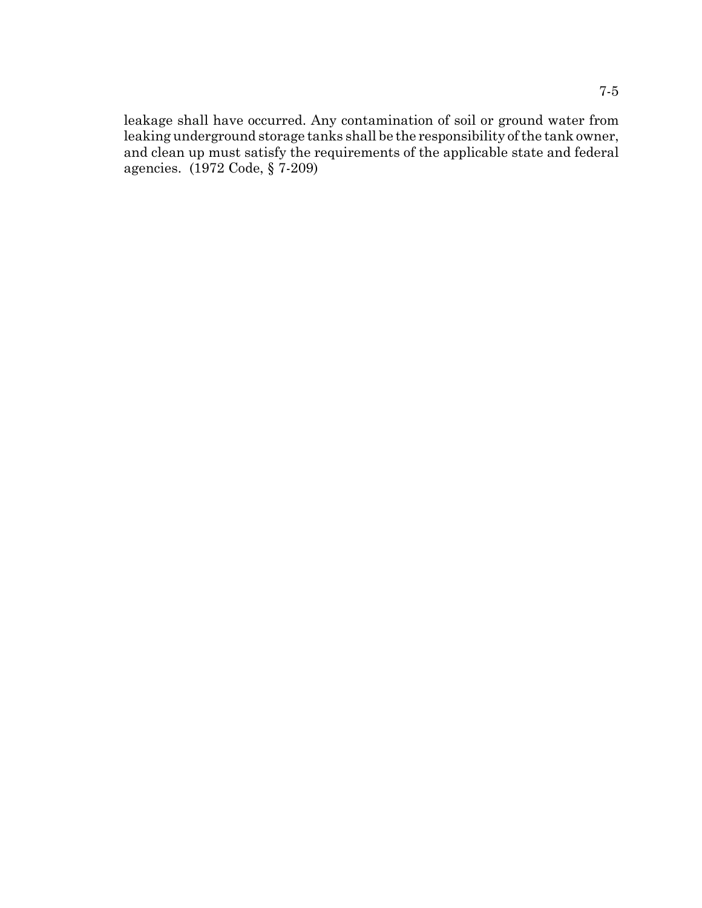leakage shall have occurred. Any contamination of soil or ground water from leaking underground storage tanks shall be the responsibility of the tank owner, and clean up must satisfy the requirements of the applicable state and federal agencies. (1972 Code, § 7-209)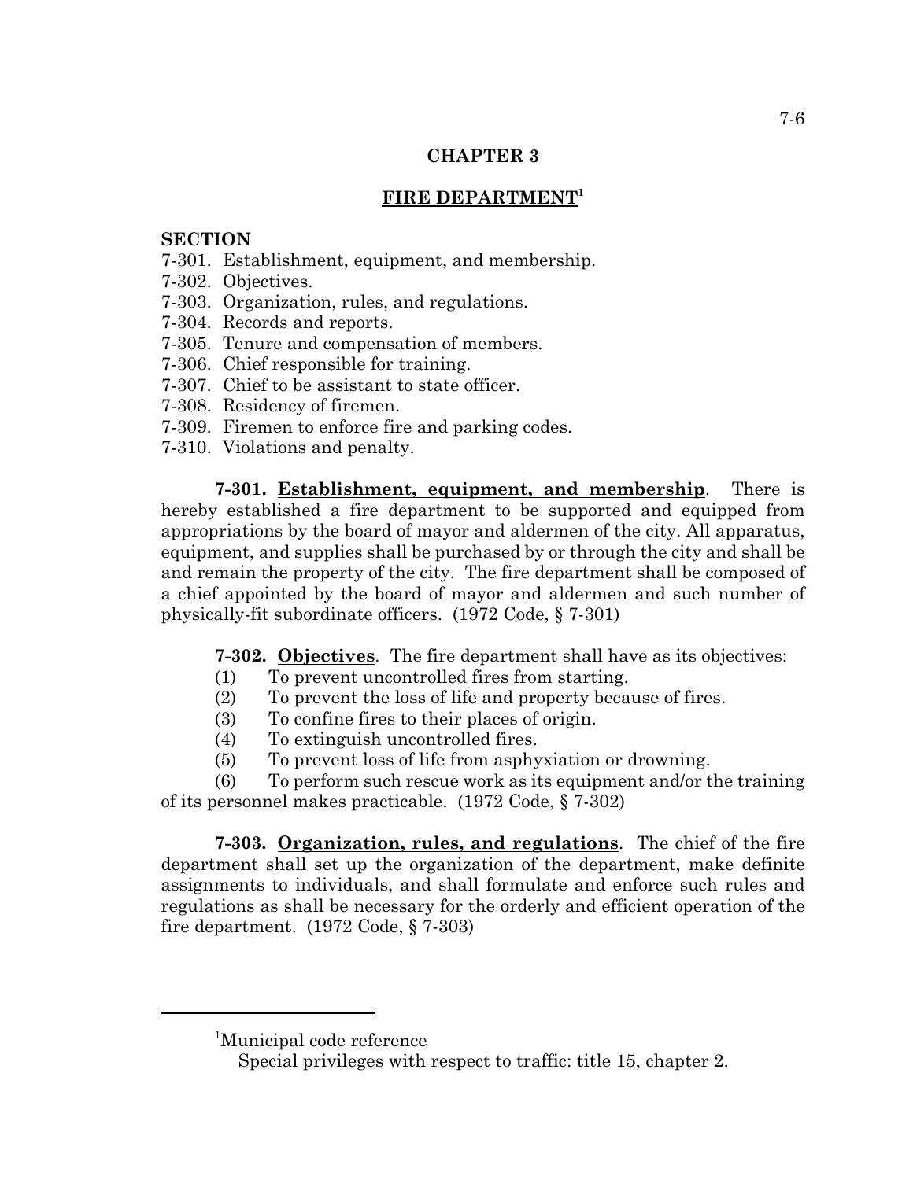## CHAPTER 3

## FIRE DEPARTMENT[1]

**SECTION**
7-301. Establishment, equipment, and membership.
7-302. Objectives.
7-303. Organization, rules, and regulations.
7-304. Records and reports.
7-305. Tenure and compensation of members.
7-306. Chief responsible for training.
7-307. Chief to be assistant to state officer.
7-308. Residency of firemen.
7-309. Firemen to enforce fire and parking codes.
7-310. Violations and penalty.

**7-301. Establishment, equipment, and membership**. There is hereby established a fire department to be supported and equipped from appropriations by the board of mayor and aldermen of the city. All apparatus, equipment, and supplies shall be purchased by or through the city and shall be and remain the property of the city. The fire department shall be composed of a chief appointed by the board of mayor and aldermen and such number of physically-fit subordinate officers. (1972 Code, § 7-301)

**7-302. Objectives**. The fire department shall have as its objectives:

(1) To prevent uncontrolled fires from starting.

(2) To prevent the loss of life and property because of fires.

(3) To confine fires to their places of origin.

(4) To extinguish uncontrolled fires.

(5) To prevent loss of life from asphyxiation or drowning.

(6) To perform such rescue work as its equipment and/or the training of its personnel makes practicable. (1972 Code, § 7-302)

**7-303. Organization, rules, and regulations**. The chief of the fire department shall set up the organization of the department, make definite assignments to individuals, and shall formulate and enforce such rules and regulations as shall be necessary for the orderly and efficient operation of the fire department. (1972 Code, § 7-303)

---

[1]Municipal code reference
Special privileges with respect to traffic: title 15, chapter 2.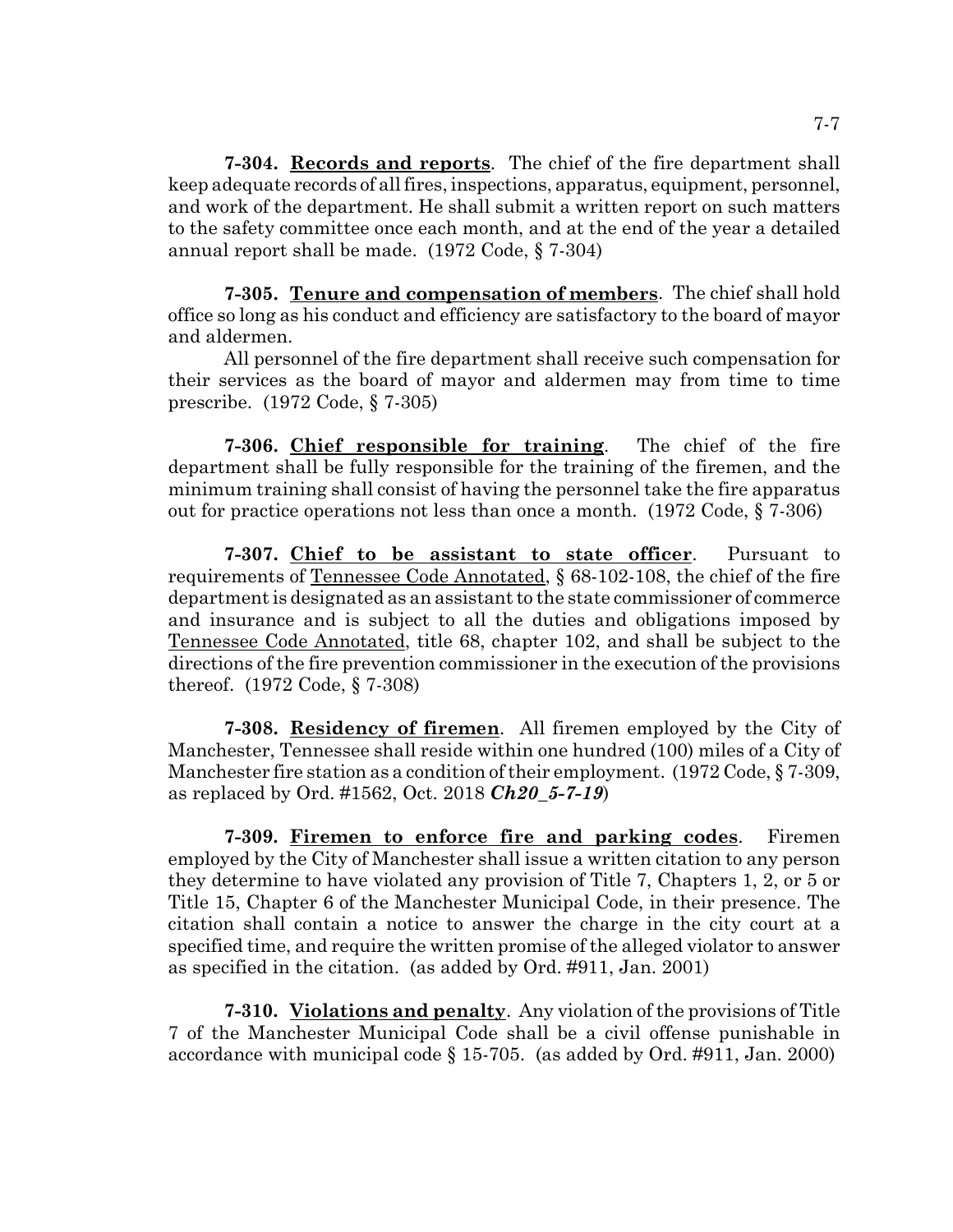**7-304. Records and reports**. The chief of the fire department shall keep adequate records of all fires, inspections, apparatus, equipment, personnel, and work of the department. He shall submit a written report on such matters to the safety committee once each month, and at the end of the year a detailed annual report shall be made. (1972 Code, § 7-304)

**7-305. Tenure and compensation of members**. The chief shall hold office so long as his conduct and efficiency are satisfactory to the board of mayor and aldermen.

All personnel of the fire department shall receive such compensation for their services as the board of mayor and aldermen may from time to time prescribe. (1972 Code, § 7-305)

**7-306. Chief responsible for training**. The chief of the fire department shall be fully responsible for the training of the firemen, and the minimum training shall consist of having the personnel take the fire apparatus out for practice operations not less than once a month. (1972 Code, § 7-306)

**7-307. Chief to be assistant to state officer**. Pursuant to requirements of Tennessee Code Annotated, § 68-102-108, the chief of the fire department is designated as an assistant to the state commissioner of commerce and insurance and is subject to all the duties and obligations imposed by Tennessee Code Annotated, title 68, chapter 102, and shall be subject to the directions of the fire prevention commissioner in the execution of the provisions thereof. (1972 Code, § 7-308)

**7-308. Residency of firemen**. All firemen employed by the City of Manchester, Tennessee shall reside within one hundred (100) miles of a City of Manchester fire station as a condition of their employment. (1972 Code, § 7-309, as replaced by Ord. #1562, Oct. 2018 ***Ch20_5-7-19***)

**7-309. Firemen to enforce fire and parking codes**. Firemen employed by the City of Manchester shall issue a written citation to any person they determine to have violated any provision of Title 7, Chapters 1, 2, or 5 or Title 15, Chapter 6 of the Manchester Municipal Code, in their presence. The citation shall contain a notice to answer the charge in the city court at a specified time, and require the written promise of the alleged violator to answer as specified in the citation. (as added by Ord. #911, Jan. 2001)

**7-310. Violations and penalty**. Any violation of the provisions of Title 7 of the Manchester Municipal Code shall be a civil offense punishable in accordance with municipal code § 15-705. (as added by Ord. #911, Jan. 2000)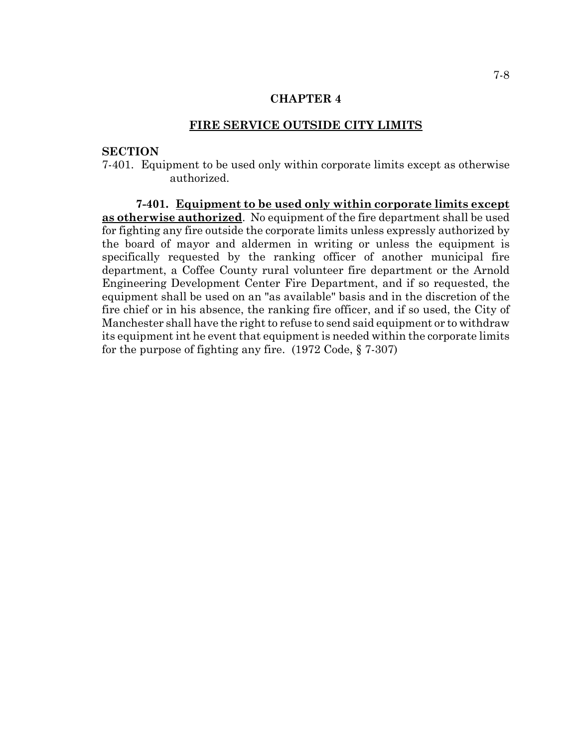# CHAPTER 4

## FIRE SERVICE OUTSIDE CITY LIMITS

**SECTION**

7-401. Equipment to be used only within corporate limits except as otherwise authorized.

**7-401. Equipment to be used only within corporate limits except as otherwise authorized**. No equipment of the fire department shall be used for fighting any fire outside the corporate limits unless expressly authorized by the board of mayor and aldermen in writing or unless the equipment is specifically requested by the ranking officer of another municipal fire department, a Coffee County rural volunteer fire department or the Arnold Engineering Development Center Fire Department, and if so requested, the equipment shall be used on an "as available" basis and in the discretion of the fire chief or in his absence, the ranking fire officer, and if so used, the City of Manchester shall have the right to refuse to send said equipment or to withdraw its equipment int he event that equipment is needed within the corporate limits for the purpose of fighting any fire. (1972 Code, § 7-307)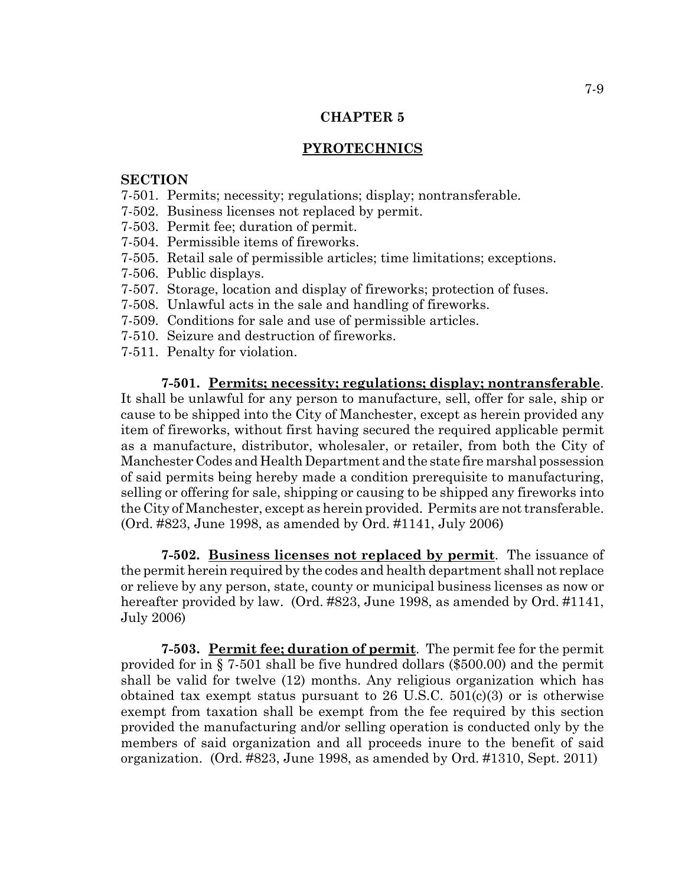## CHAPTER 5

## PYROTECHNICS

**SECTION**

7-501. Permits; necessity; regulations; display; nontransferable.
7-502. Business licenses not replaced by permit.
7-503. Permit fee; duration of permit.
7-504. Permissible items of fireworks.
7-505. Retail sale of permissible articles; time limitations; exceptions.
7-506. Public displays.
7-507. Storage, location and display of fireworks; protection of fuses.
7-508. Unlawful acts in the sale and handling of fireworks.
7-509. Conditions for sale and use of permissible articles.
7-510. Seizure and destruction of fireworks.
7-511. Penalty for violation.

**7-501. Permits; necessity; regulations; display; nontransferable**. It shall be unlawful for any person to manufacture, sell, offer for sale, ship or cause to be shipped into the City of Manchester, except as herein provided any item of fireworks, without first having secured the required applicable permit as a manufacture, distributor, wholesaler, or retailer, from both the City of Manchester Codes and Health Department and the state fire marshal possession of said permits being hereby made a condition prerequisite to manufacturing, selling or offering for sale, shipping or causing to be shipped any fireworks into the City of Manchester, except as herein provided. Permits are not transferable. (Ord. #823, June 1998, as amended by Ord. #1141, July 2006)

**7-502. Business licenses not replaced by permit**. The issuance of the permit herein required by the codes and health department shall not replace or relieve by any person, state, county or municipal business licenses as now or hereafter provided by law. (Ord. #823, June 1998, as amended by Ord. #1141, July 2006)

**7-503. Permit fee; duration of permit**. The permit fee for the permit provided for in § 7-501 shall be five hundred dollars ($500.00) and the permit shall be valid for twelve (12) months. Any religious organization which has obtained tax exempt status pursuant to 26 U.S.C. 501(c)(3) or is otherwise exempt from taxation shall be exempt from the fee required by this section provided the manufacturing and/or selling operation is conducted only by the members of said organization and all proceeds inure to the benefit of said organization. (Ord. #823, June 1998, as amended by Ord. #1310, Sept. 2011)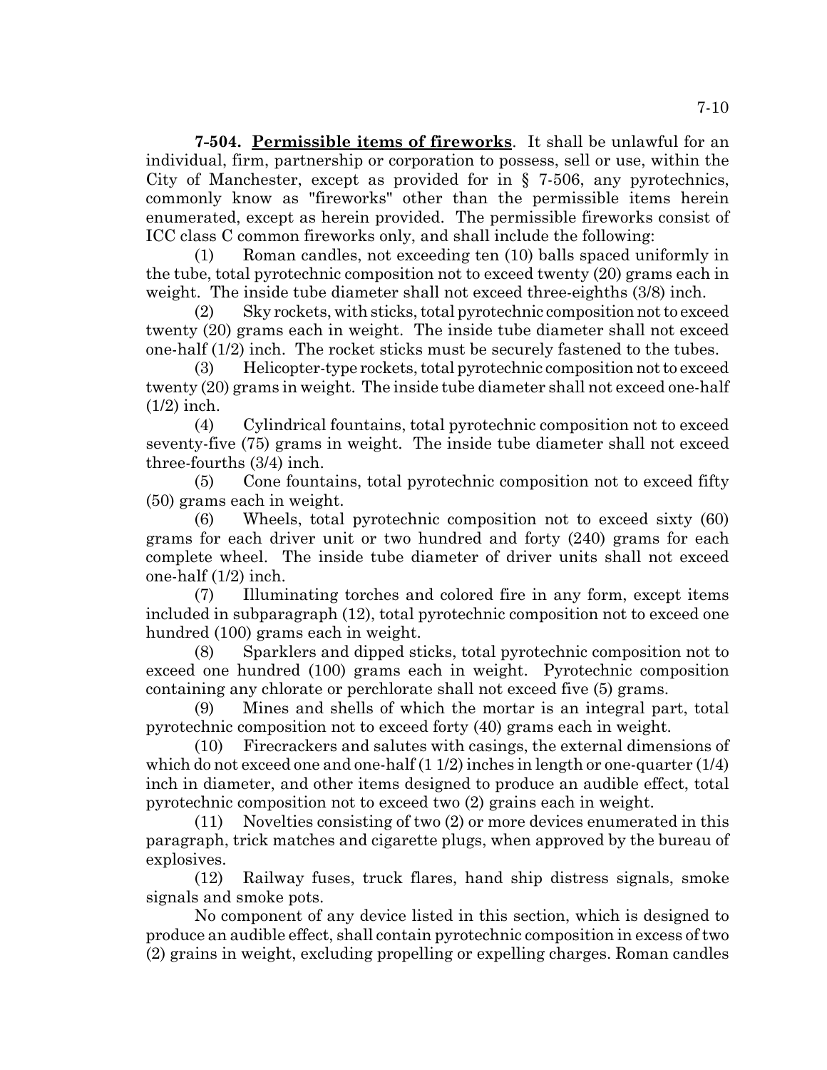**7-504. Permissible items of fireworks**. It shall be unlawful for an individual, firm, partnership or corporation to possess, sell or use, within the City of Manchester, except as provided for in § 7-506, any pyrotechnics, commonly know as "fireworks" other than the permissible items herein enumerated, except as herein provided. The permissible fireworks consist of ICC class C common fireworks only, and shall include the following:

(1) Roman candles, not exceeding ten (10) balls spaced uniformly in the tube, total pyrotechnic composition not to exceed twenty (20) grams each in weight. The inside tube diameter shall not exceed three-eighths (3/8) inch.

(2) Sky rockets, with sticks, total pyrotechnic composition not to exceed twenty (20) grams each in weight. The inside tube diameter shall not exceed one-half (1/2) inch. The rocket sticks must be securely fastened to the tubes.

(3) Helicopter-type rockets, total pyrotechnic composition not to exceed twenty (20) grams in weight. The inside tube diameter shall not exceed one-half (1/2) inch.

(4) Cylindrical fountains, total pyrotechnic composition not to exceed seventy-five (75) grams in weight. The inside tube diameter shall not exceed three-fourths (3/4) inch.

(5) Cone fountains, total pyrotechnic composition not to exceed fifty (50) grams each in weight.

(6) Wheels, total pyrotechnic composition not to exceed sixty (60) grams for each driver unit or two hundred and forty (240) grams for each complete wheel. The inside tube diameter of driver units shall not exceed one-half (1/2) inch.

(7) Illuminating torches and colored fire in any form, except items included in subparagraph (12), total pyrotechnic composition not to exceed one hundred (100) grams each in weight.

(8) Sparklers and dipped sticks, total pyrotechnic composition not to exceed one hundred (100) grams each in weight. Pyrotechnic composition containing any chlorate or perchlorate shall not exceed five (5) grams.

(9) Mines and shells of which the mortar is an integral part, total pyrotechnic composition not to exceed forty (40) grams each in weight.

(10) Firecrackers and salutes with casings, the external dimensions of which do not exceed one and one-half (1 1/2) inches in length or one-quarter (1/4) inch in diameter, and other items designed to produce an audible effect, total pyrotechnic composition not to exceed two (2) grains each in weight.

(11) Novelties consisting of two (2) or more devices enumerated in this paragraph, trick matches and cigarette plugs, when approved by the bureau of explosives.

(12) Railway fuses, truck flares, hand ship distress signals, smoke signals and smoke pots.

No component of any device listed in this section, which is designed to produce an audible effect, shall contain pyrotechnic composition in excess of two (2) grains in weight, excluding propelling or expelling charges. Roman candles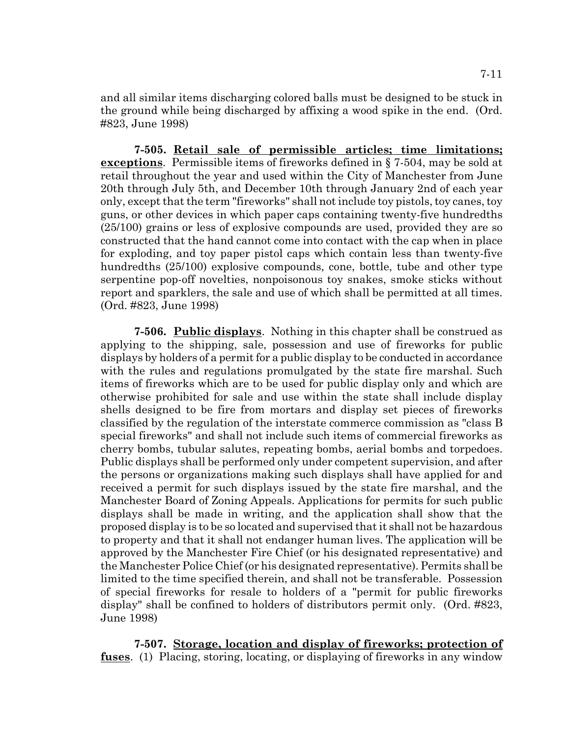and all similar items discharging colored balls must be designed to be stuck in the ground while being discharged by affixing a wood spike in the end. (Ord. #823, June 1998)

**7-505. Retail sale of permissible articles; time limitations; exceptions**. Permissible items of fireworks defined in § 7-504, may be sold at retail throughout the year and used within the City of Manchester from June 20th through July 5th, and December 10th through January 2nd of each year only, except that the term "fireworks" shall not include toy pistols, toy canes, toy guns, or other devices in which paper caps containing twenty-five hundredths (25/100) grains or less of explosive compounds are used, provided they are so constructed that the hand cannot come into contact with the cap when in place for exploding, and toy paper pistol caps which contain less than twenty-five hundredths (25/100) explosive compounds, cone, bottle, tube and other type serpentine pop-off novelties, nonpoisonous toy snakes, smoke sticks without report and sparklers, the sale and use of which shall be permitted at all times. (Ord. #823, June 1998)

**7-506. Public displays**. Nothing in this chapter shall be construed as applying to the shipping, sale, possession and use of fireworks for public displays by holders of a permit for a public display to be conducted in accordance with the rules and regulations promulgated by the state fire marshal. Such items of fireworks which are to be used for public display only and which are otherwise prohibited for sale and use within the state shall include display shells designed to be fire from mortars and display set pieces of fireworks classified by the regulation of the interstate commerce commission as "class B special fireworks" and shall not include such items of commercial fireworks as cherry bombs, tubular salutes, repeating bombs, aerial bombs and torpedoes. Public displays shall be performed only under competent supervision, and after the persons or organizations making such displays shall have applied for and received a permit for such displays issued by the state fire marshal, and the Manchester Board of Zoning Appeals. Applications for permits for such public displays shall be made in writing, and the application shall show that the proposed display is to be so located and supervised that it shall not be hazardous to property and that it shall not endanger human lives. The application will be approved by the Manchester Fire Chief (or his designated representative) and the Manchester Police Chief (or his designated representative). Permits shall be limited to the time specified therein, and shall not be transferable. Possession of special fireworks for resale to holders of a "permit for public fireworks display" shall be confined to holders of distributors permit only. (Ord. #823, June 1998)

**7-507. Storage, location and display of fireworks; protection of fuses**. (1) Placing, storing, locating, or displaying of fireworks in any window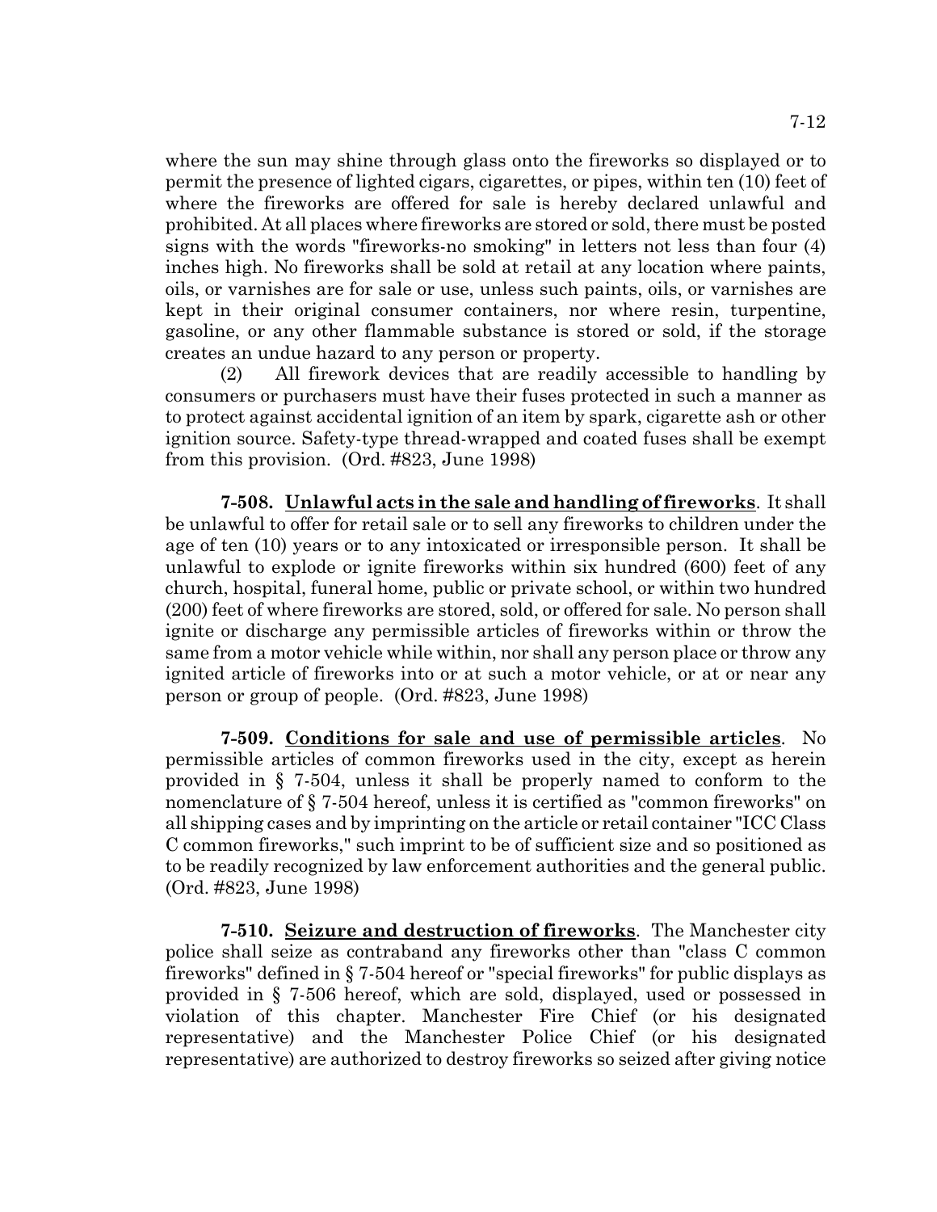where the sun may shine through glass onto the fireworks so displayed or to permit the presence of lighted cigars, cigarettes, or pipes, within ten (10) feet of where the fireworks are offered for sale is hereby declared unlawful and prohibited. At all places where fireworks are stored or sold, there must be posted signs with the words "fireworks-no smoking" in letters not less than four (4) inches high. No fireworks shall be sold at retail at any location where paints, oils, or varnishes are for sale or use, unless such paints, oils, or varnishes are kept in their original consumer containers, nor where resin, turpentine, gasoline, or any other flammable substance is stored or sold, if the storage creates an undue hazard to any person or property.

(2) All firework devices that are readily accessible to handling by consumers or purchasers must have their fuses protected in such a manner as to protect against accidental ignition of an item by spark, cigarette ash or other ignition source. Safety-type thread-wrapped and coated fuses shall be exempt from this provision. (Ord. #823, June 1998)

**7-508. Unlawful acts in the sale and handling of fireworks**. It shall be unlawful to offer for retail sale or to sell any fireworks to children under the age of ten (10) years or to any intoxicated or irresponsible person. It shall be unlawful to explode or ignite fireworks within six hundred (600) feet of any church, hospital, funeral home, public or private school, or within two hundred (200) feet of where fireworks are stored, sold, or offered for sale. No person shall ignite or discharge any permissible articles of fireworks within or throw the same from a motor vehicle while within, nor shall any person place or throw any ignited article of fireworks into or at such a motor vehicle, or at or near any person or group of people. (Ord. #823, June 1998)

**7-509. Conditions for sale and use of permissible articles**. No permissible articles of common fireworks used in the city, except as herein provided in § 7-504, unless it shall be properly named to conform to the nomenclature of § 7-504 hereof, unless it is certified as "common fireworks" on all shipping cases and by imprinting on the article or retail container "ICC Class C common fireworks," such imprint to be of sufficient size and so positioned as to be readily recognized by law enforcement authorities and the general public. (Ord. #823, June 1998)

**7-510. Seizure and destruction of fireworks**. The Manchester city police shall seize as contraband any fireworks other than "class C common fireworks" defined in § 7-504 hereof or "special fireworks" for public displays as provided in § 7-506 hereof, which are sold, displayed, used or possessed in violation of this chapter. Manchester Fire Chief (or his designated representative) and the Manchester Police Chief (or his designated representative) are authorized to destroy fireworks so seized after giving notice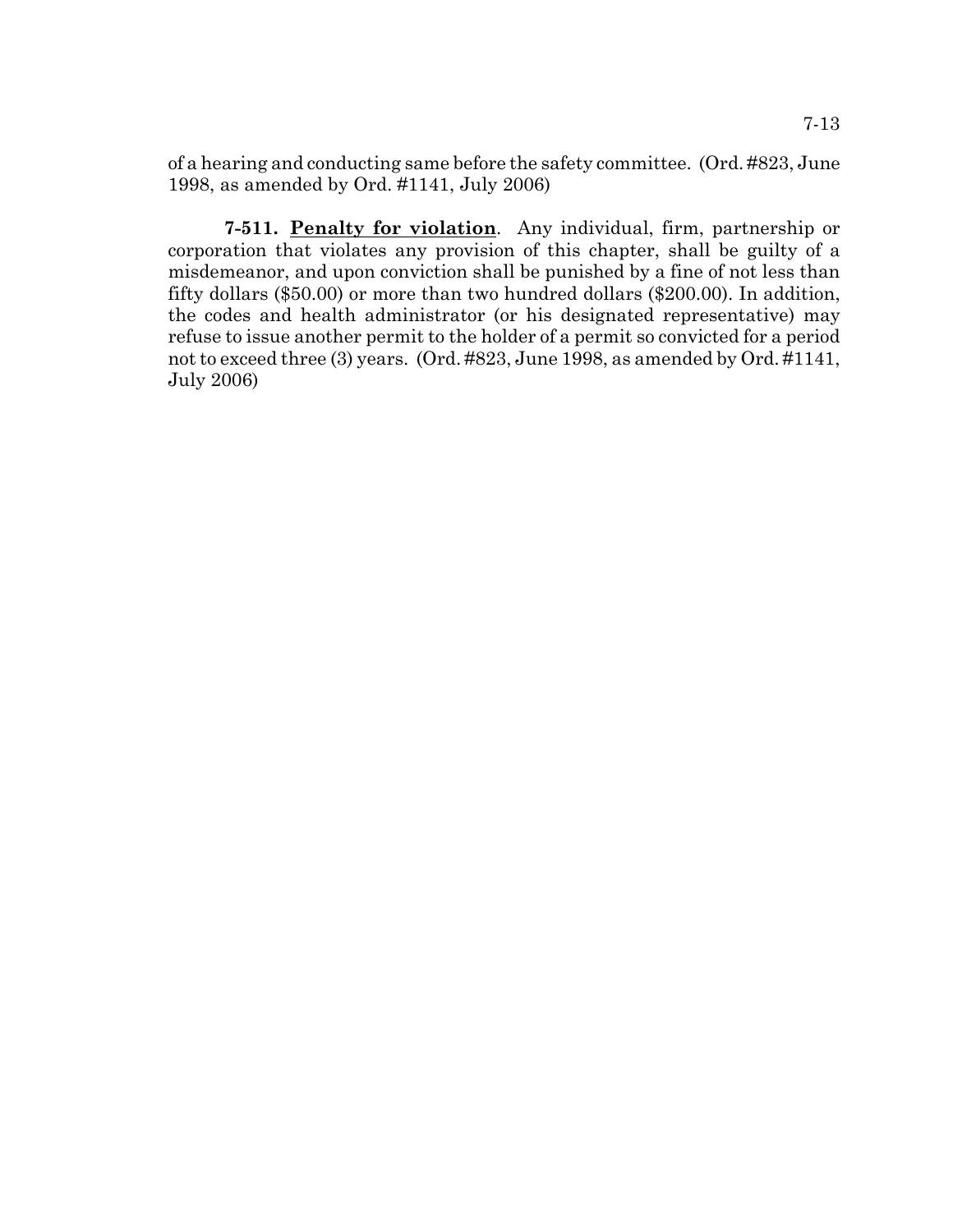of a hearing and conducting same before the safety committee. (Ord. #823, June 1998, as amended by Ord. #1141, July 2006)

**7-511. <u>Penalty for violation</u>**. Any individual, firm, partnership or corporation that violates any provision of this chapter, shall be guilty of a misdemeanor, and upon conviction shall be punished by a fine of not less than fifty dollars ($50.00) or more than two hundred dollars ($200.00). In addition, the codes and health administrator (or his designated representative) may refuse to issue another permit to the holder of a permit so convicted for a period not to exceed three (3) years. (Ord. #823, June 1998, as amended by Ord. #1141, July 2006)